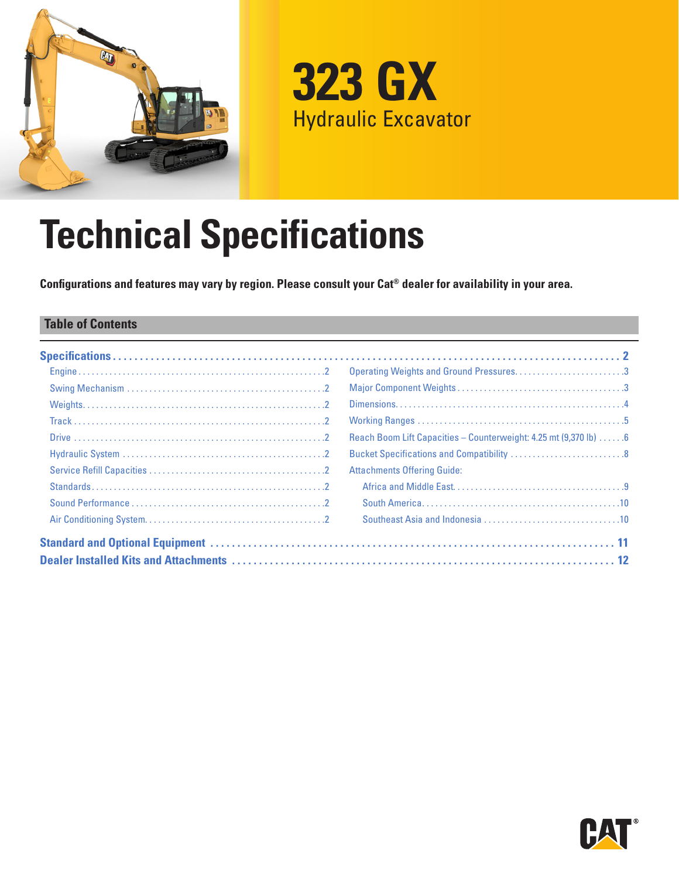# 323 GX

## Hydraulic Excavator

# Technical Specifications

**Configurations and features may vary by region. Please consult your Cat® dealer for availability in your area.**

## Table of Contents

**Specifications** ..... 2

- Engine ..... 2
- Swing Mechanism ..... 2
- Weights ..... 2
- Track ..... 2
- Drive ..... 2
- Hydraulic System ..... 2
- Service Refill Capacities ..... 2
- Standards ..... 2
- Sound Performance ..... 2
- Air Conditioning System ..... 2
- Operating Weights and Ground Pressures ..... 3
- Major Component Weights ..... 3
- Dimensions ..... 4
- Working Ranges ..... 5
- Reach Boom Lift Capacities – Counterweight: 4.25 mt (9,370 lb) ..... 6
- Bucket Specifications and Compatibility ..... 8
- Attachments Offering Guide:
  - Africa and Middle East ..... 9
  - South America ..... 10
  - Southeast Asia and Indonesia ..... 10

**Standard and Optional Equipment** ..... 11

**Dealer Installed Kits and Attachments** ..... 12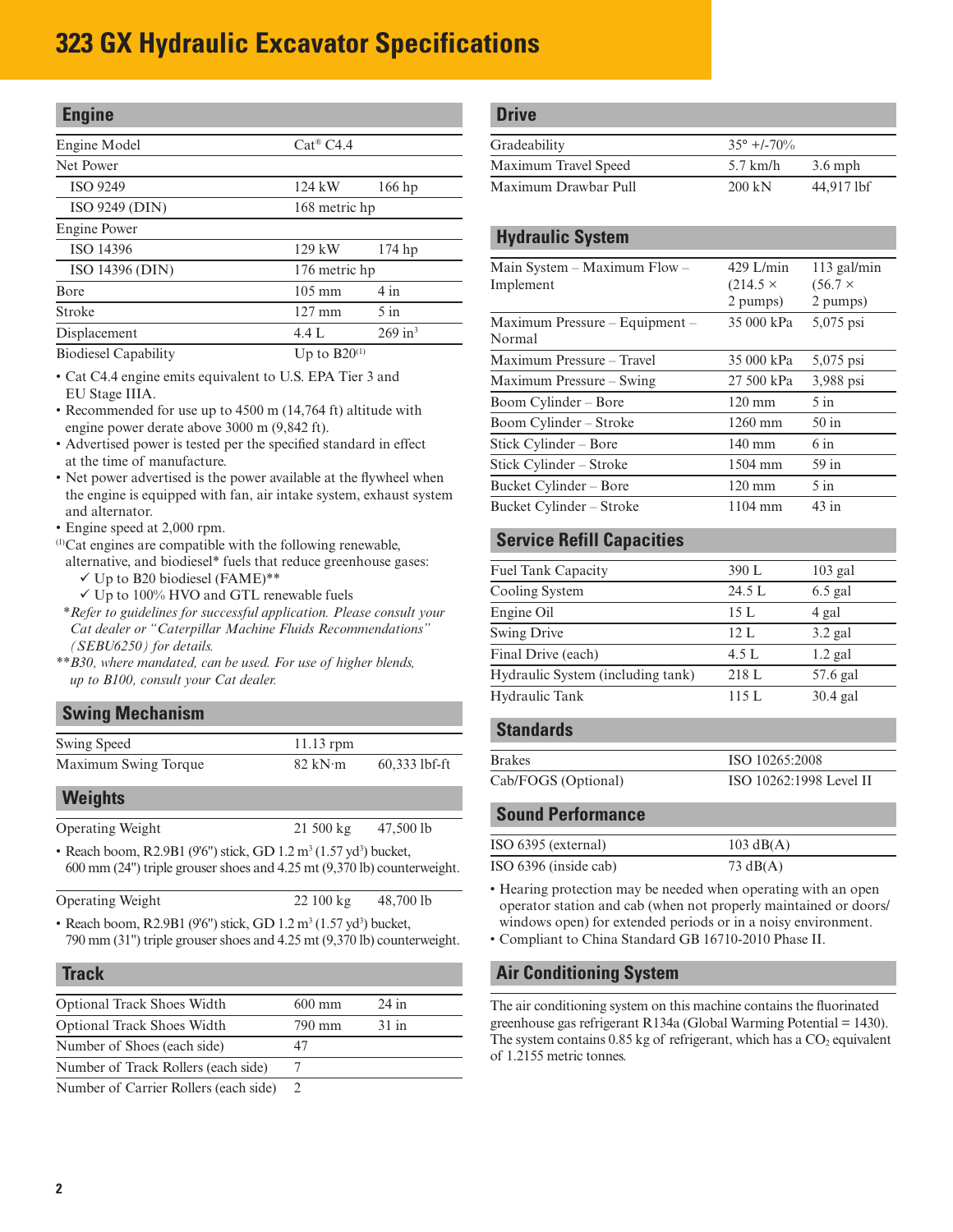# 323 GX Hydraulic Excavator Specifications

## Engine

| | | |
|---|---|---|
| Engine Model | Cat® C4.4 | |
| Net Power | | |
| ISO 9249 | 124 kW | 166 hp |
| ISO 9249 (DIN) | 168 metric hp | |
| Engine Power | | |
| ISO 14396 | 129 kW | 174 hp |
| ISO 14396 (DIN) | 176 metric hp | |
| Bore | 105 mm | 4 in |
| Stroke | 127 mm | 5 in |
| Displacement | 4.4 L | 269 $in^3$ |
| Biodiesel Capability | Up to B20[(1)] | |

- Cat C4.4 engine emits equivalent to U.S. EPA Tier 3 and EU Stage IIIA.
- Recommended for use up to 4500 m (14,764 ft) altitude with engine power derate above 3000 m (9,842 ft).
- Advertised power is tested per the specified standard in effect at the time of manufacture.
- Net power advertised is the power available at the flywheel when the engine is equipped with fan, air intake system, exhaust system and alternator.
- Engine speed at 2,000 rpm.

[(1)]Cat engines are compatible with the following renewable, alternative, and biodiesel* fuels that reduce greenhouse gases:
- ✓ Up to B20 biodiesel (FAME)**
- ✓ Up to 100% HVO and GTL renewable fuels

*\*Refer to guidelines for successful application. Please consult your Cat dealer or "Caterpillar Machine Fluids Recommendations" (SEBU6250) for details.*

*\*\*B30, where mandated, can be used. For use of higher blends, up to B100, consult your Cat dealer.*

## Swing Mechanism

| | | |
|---|---|---|
| Swing Speed | 11.13 rpm | |
| Maximum Swing Torque | 82 kN·m | 60,333 lbf-ft |

## Weights

| | | |
|---|---|---|
| Operating Weight | 21 500 kg | 47,500 lb |

- Reach boom, R2.9B1 (9'6") stick, GD 1.2 $m^3$ (1.57 $yd^3$) bucket, 600 mm (24") triple grouser shoes and 4.25 mt (9,370 lb) counterweight.

| | | |
|---|---|---|
| Operating Weight | 22 100 kg | 48,700 lb |

- Reach boom, R2.9B1 (9'6") stick, GD 1.2 $m^3$ (1.57 $yd^3$) bucket, 790 mm (31") triple grouser shoes and 4.25 mt (9,370 lb) counterweight.

## Track

| | | |
|---|---|---|
| Optional Track Shoes Width | 600 mm | 24 in |
| Optional Track Shoes Width | 790 mm | 31 in |
| Number of Shoes (each side) | 47 | |
| Number of Track Rollers (each side) | 7 | |
| Number of Carrier Rollers (each side) | 2 | |

## Drive

| | | |
|---|---|---|
| Gradeability | 35° +/-70% | |
| Maximum Travel Speed | 5.7 km/h | 3.6 mph |
| Maximum Drawbar Pull | 200 kN | 44,917 lbf |

## Hydraulic System

| | | |
|---|---|---|
| Main System – Maximum Flow – Implement | 429 L/min (214.5 × 2 pumps) | 113 gal/min (56.7 × 2 pumps) |
| Maximum Pressure – Equipment – Normal | 35 000 kPa | 5,075 psi |
| Maximum Pressure – Travel | 35 000 kPa | 5,075 psi |
| Maximum Pressure – Swing | 27 500 kPa | 3,988 psi |
| Boom Cylinder – Bore | 120 mm | 5 in |
| Boom Cylinder – Stroke | 1260 mm | 50 in |
| Stick Cylinder – Bore | 140 mm | 6 in |
| Stick Cylinder – Stroke | 1504 mm | 59 in |
| Bucket Cylinder – Bore | 120 mm | 5 in |
| Bucket Cylinder – Stroke | 1104 mm | 43 in |

## Service Refill Capacities

| | | |
|---|---|---|
| Fuel Tank Capacity | 390 L | 103 gal |
| Cooling System | 24.5 L | 6.5 gal |
| Engine Oil | 15 L | 4 gal |
| Swing Drive | 12 L | 3.2 gal |
| Final Drive (each) | 4.5 L | 1.2 gal |
| Hydraulic System (including tank) | 218 L | 57.6 gal |
| Hydraulic Tank | 115 L | 30.4 gal |

## Standards

| | |
|---|---|
| Brakes | ISO 10265:2008 |
| Cab/FOGS (Optional) | ISO 10262:1998 Level II |

## Sound Performance

| | |
|---|---|
| ISO 6395 (external) | 103 dB(A) |
| ISO 6396 (inside cab) | 73 dB(A) |

- Hearing protection may be needed when operating with an open operator station and cab (when not properly maintained or doors/windows open) for extended periods or in a noisy environment.
- Compliant to China Standard GB 16710-2010 Phase II.

## Air Conditioning System

The air conditioning system on this machine contains the fluorinated greenhouse gas refrigerant R134a (Global Warming Potential = 1430). The system contains 0.85 kg of refrigerant, which has a $CO_2$ equivalent of 1.2155 metric tonnes.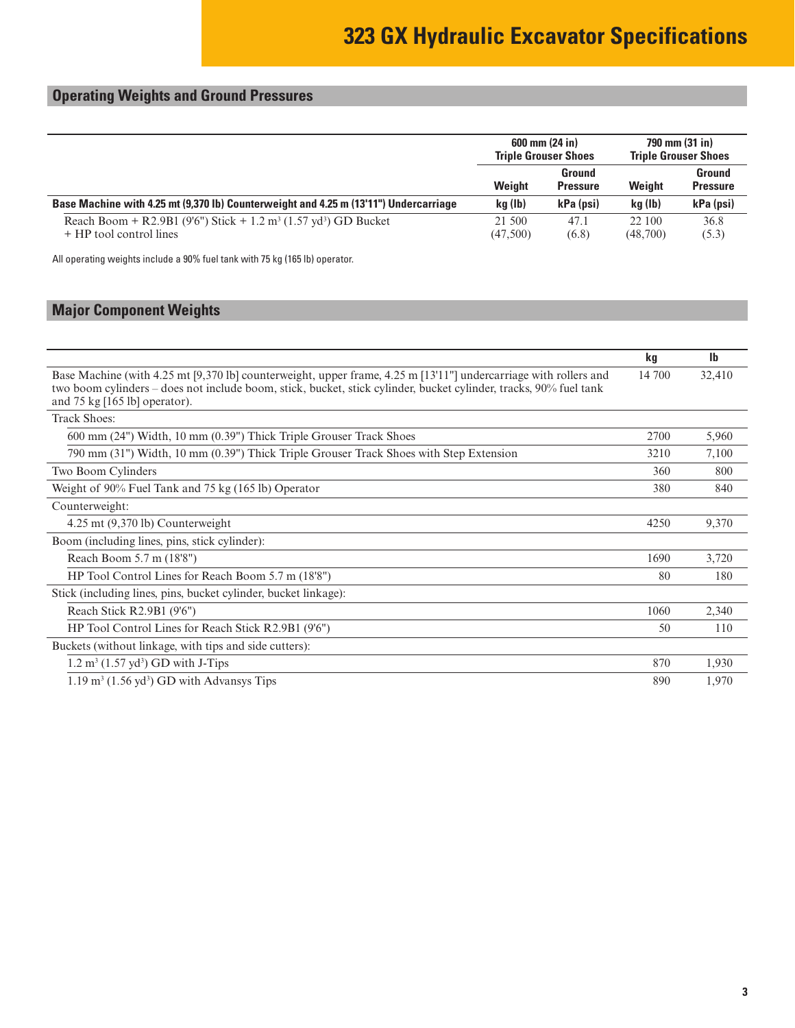# 323 GX Hydraulic Excavator Specifications

## Operating Weights and Ground Pressures

| | 600 mm (24 in) Triple Grouser Shoes | | 790 mm (31 in) Triple Grouser Shoes | |
|---|---|---|---|---|
| | Weight | Ground Pressure | Weight | Ground Pressure |
| **Base Machine with 4.25 mt (9,370 lb) Counterweight and 4.25 m (13'11") Undercarriage** | **kg (lb)** | **kPa (psi)** | **kg (lb)** | **kPa (psi)** |
| Reach Boom + R2.9B1 (9'6") Stick + 1.2 m³ (1.57 yd³) GD Bucket + HP tool control lines | 21 500 (47,500) | 47.1 (6.8) | 22 100 (48,700) | 36.8 (5.3) |

All operating weights include a 90% fuel tank with 75 kg (165 lb) operator.

## Major Component Weights

| | kg | lb |
|---|---|---|
| Base Machine (with 4.25 mt [9,370 lb] counterweight, upper frame, 4.25 m [13'11"] undercarriage with rollers and two boom cylinders – does not include boom, stick, bucket, stick cylinder, bucket cylinder, tracks, 90% fuel tank and 75 kg [165 lb] operator). | 14 700 | 32,410 |
| Track Shoes: | | |
| 600 mm (24") Width, 10 mm (0.39") Thick Triple Grouser Track Shoes | 2700 | 5,960 |
| 790 mm (31") Width, 10 mm (0.39") Thick Triple Grouser Track Shoes with Step Extension | 3210 | 7,100 |
| Two Boom Cylinders | 360 | 800 |
| Weight of 90% Fuel Tank and 75 kg (165 lb) Operator | 380 | 840 |
| Counterweight: | | |
| 4.25 mt (9,370 lb) Counterweight | 4250 | 9,370 |
| Boom (including lines, pins, stick cylinder): | | |
| Reach Boom 5.7 m (18'8") | 1690 | 3,720 |
| HP Tool Control Lines for Reach Boom 5.7 m (18'8") | 80 | 180 |
| Stick (including lines, pins, bucket cylinder, bucket linkage): | | |
| Reach Stick R2.9B1 (9'6") | 1060 | 2,340 |
| HP Tool Control Lines for Reach Stick R2.9B1 (9'6") | 50 | 110 |
| Buckets (without linkage, with tips and side cutters): | | |
| 1.2 m³ (1.57 yd³) GD with J-Tips | 870 | 1,930 |
| 1.19 m³ (1.56 yd³) GD with Advansys Tips | 890 | 1,970 |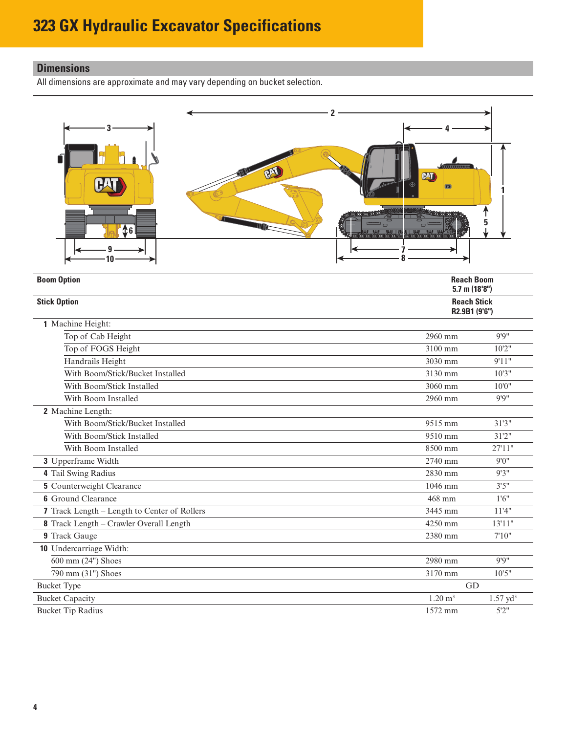# 323 GX Hydraulic Excavator Specifications

## Dimensions

All dimensions are approximate and may vary depending on bucket selection.

| | | |
|---|---|---|
| **Boom Option** | **Reach Boom 5.7 m (18'8")** | |
| **Stick Option** | **Reach Stick R2.9B1 (9'6")** | |
| **1** Machine Height: | | |
| Top of Cab Height | 2960 mm | 9'9" |
| Top of FOGS Height | 3100 mm | 10'2" |
| Handrails Height | 3030 mm | 9'11" |
| With Boom/Stick/Bucket Installed | 3130 mm | 10'3" |
| With Boom/Stick Installed | 3060 mm | 10'0" |
| With Boom Installed | 2960 mm | 9'9" |
| **2** Machine Length: | | |
| With Boom/Stick/Bucket Installed | 9515 mm | 31'3" |
| With Boom/Stick Installed | 9510 mm | 31'2" |
| With Boom Installed | 8500 mm | 27'11" |
| **3** Upperframe Width | 2740 mm | 9'0" |
| **4** Tail Swing Radius | 2830 mm | 9'3" |
| **5** Counterweight Clearance | 1046 mm | 3'5" |
| **6** Ground Clearance | 468 mm | 1'6" |
| **7** Track Length – Length to Center of Rollers | 3445 mm | 11'4" |
| **8** Track Length – Crawler Overall Length | 4250 mm | 13'11" |
| **9** Track Gauge | 2380 mm | 7'10" |
| **10** Undercarriage Width: | | |
| 600 mm (24") Shoes | 2980 mm | 9'9" |
| 790 mm (31") Shoes | 3170 mm | 10'5" |
| Bucket Type | GD | |
| Bucket Capacity | 1.20 $m^3$ | 1.57 $yd^3$ |
| Bucket Tip Radius | 1572 mm | 5'2" |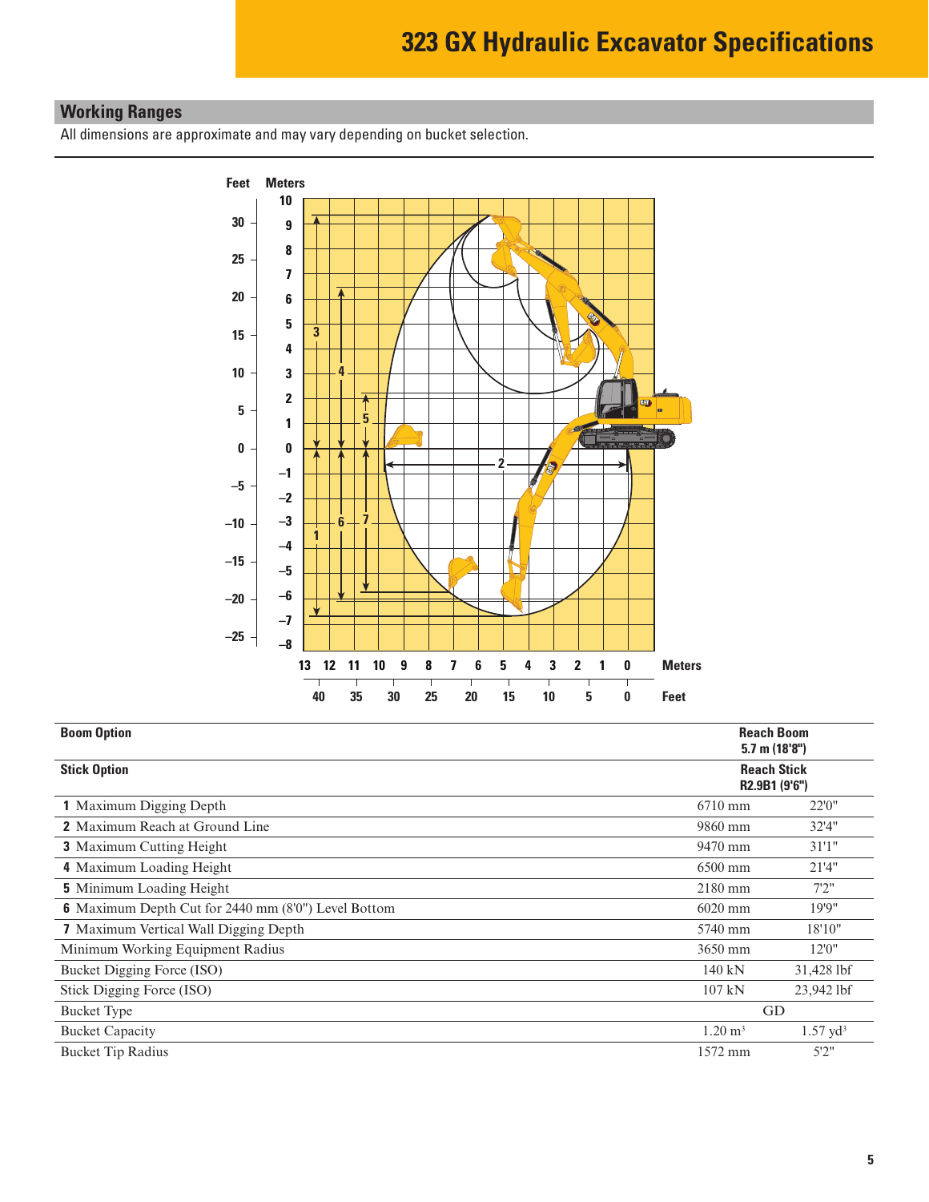# 323 GX Hydraulic Excavator Specifications

## Working Ranges

All dimensions are approximate and may vary depending on bucket selection.

| Boom Option | Reach Boom 5.7 m (18'8") | |
|---|---|---|
| **Stick Option** | **Reach Stick R2.9B1 (9'6")** | |
| **1** Maximum Digging Depth | 6710 mm | 22'0" |
| **2** Maximum Reach at Ground Line | 9860 mm | 32'4" |
| **3** Maximum Cutting Height | 9470 mm | 31'1" |
| **4** Maximum Loading Height | 6500 mm | 21'4" |
| **5** Minimum Loading Height | 2180 mm | 7'2" |
| **6** Maximum Depth Cut for 2440 mm (8'0") Level Bottom | 6020 mm | 19'9" |
| **7** Maximum Vertical Wall Digging Depth | 5740 mm | 18'10" |
| Minimum Working Equipment Radius | 3650 mm | 12'0" |
| Bucket Digging Force (ISO) | 140 kN | 31,428 lbf |
| Stick Digging Force (ISO) | 107 kN | 23,942 lbf |
| Bucket Type | GD | |
| Bucket Capacity | 1.20 m³ | 1.57 yd³ |
| Bucket Tip Radius | 1572 mm | 5'2" |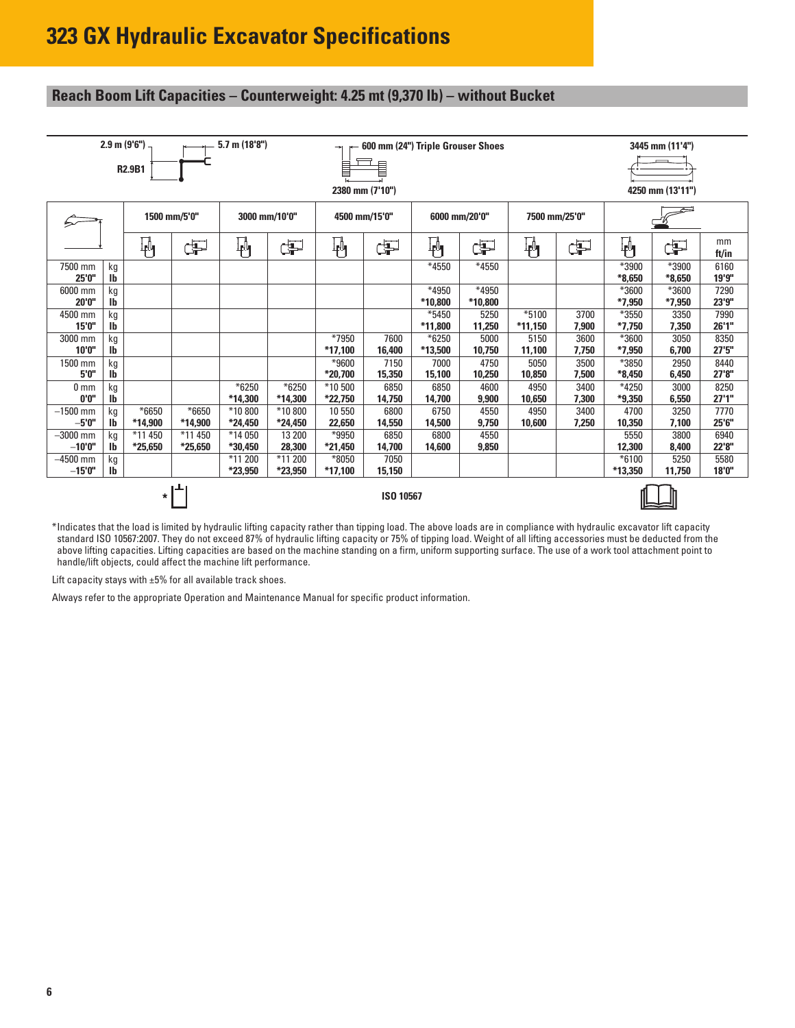# 323 GX Hydraulic Excavator Specifications

## Reach Boom Lift Capacities – Counterweight: 4.25 mt (9,370 lb) – without Bucket

2.9 m (9'6") R2.9B1 — 5.7 m (18'8") — 600 mm (24") Triple Grouser Shoes — 2380 mm (7'10") — 3445 mm (11'4") — 4250 mm (13'11")

| | | 1500 mm/5'0" | | 3000 mm/10'0" | | 4500 mm/15'0" | | 6000 mm/20'0" | | 7500 mm/25'0" | | Max reach | | |
|---|---|---|---|---|---|---|---|---|---|---|---|---|---|---|
| | | Front | Side | Front | Side | Front | Side | Front | Side | Front | Side | Front | Side | mm ft/in |
| 7500 mm | kg | | | | | | | *4550 | *4550 | | | *3900 | *3900 | 6160 |
| 25'0" | lb | | | | | | | | | | | *8,650 | *8,650 | 19'9" |
| 6000 mm | kg | | | | | | | *4950 | *4950 | | | *3600 | *3600 | 7290 |
| 20'0" | lb | | | | | | | *10,800 | *10,800 | | | *7,950 | *7,950 | 23'9" |
| 4500 mm | kg | | | | | | | *5450 | 5250 | *5100 | 3700 | *3550 | 3350 | 7990 |
| 15'0" | lb | | | | | | | *11,800 | 11,250 | *11,150 | 7,900 | *7,750 | 7,350 | 26'1" |
| 3000 mm | kg | | | | | *7950 | 7600 | *6250 | 5000 | 5150 | 3600 | *3600 | 3050 | 8350 |
| 10'0" | lb | | | | | *17,100 | 16,400 | *13,500 | 10,750 | 11,100 | 7,750 | *7,950 | 6,700 | 27'5" |
| 1500 mm | kg | | | | | *9600 | 7150 | 7000 | 4750 | 5050 | 3500 | *3850 | 2950 | 8440 |
| 5'0" | lb | | | | | *20,700 | 15,350 | 15,100 | 10,250 | 10,850 | 7,500 | *8,450 | 6,450 | 27'8" |
| 0 mm | kg | | | *6250 | *6250 | *10 500 | 6850 | 6850 | 4600 | 4950 | 3400 | *4250 | 3000 | 8250 |
| 0'0" | lb | | | *14,300 | *14,300 | *22,750 | 14,750 | 14,700 | 9,900 | 10,650 | 7,300 | *9,350 | 6,550 | 27'1" |
| –1500 mm | kg | *6650 | *6650 | *10 800 | *10 800 | 10 550 | 6800 | 6750 | 4550 | 4950 | 3400 | 4700 | 3250 | 7770 |
| –5'0" | lb | *14,900 | *14,900 | *24,450 | *24,450 | 22,650 | 14,550 | 14,500 | 9,750 | 10,600 | 7,250 | 10,350 | 7,100 | 25'6" |
| –3000 mm | kg | *11 450 | *11 450 | *14 050 | 13 200 | *9950 | 6850 | 6800 | 4550 | | | 5550 | 3800 | 6940 |
| –10'0" | lb | *25,650 | *25,650 | *30,450 | 28,300 | *21,450 | 14,700 | 14,600 | 9,850 | | | 12,300 | 8,400 | 22'8" |
| –4500 mm | kg | | | *11 200 | *11 200 | *8050 | 7050 | | | | | *6100 | 5250 | 5580 |
| –15'0" | lb | | | *23,950 | *23,950 | *17,100 | 15,150 | | | | | *13,350 | 11,750 | 18'0" |

ISO 10567

*Indicates that the load is limited by hydraulic lifting capacity rather than tipping load. The above loads are in compliance with hydraulic excavator lift capacity standard ISO 10567:2007. They do not exceed 87% of hydraulic lifting capacity or 75% of tipping load. Weight of all lifting accessories must be deducted from the above lifting capacities. Lifting capacities are based on the machine standing on a firm, uniform supporting surface. The use of a work tool attachment point to handle/lift objects, could affect the machine lift performance.

Lift capacity stays with ±5% for all available track shoes.

Always refer to the appropriate Operation and Maintenance Manual for specific product information.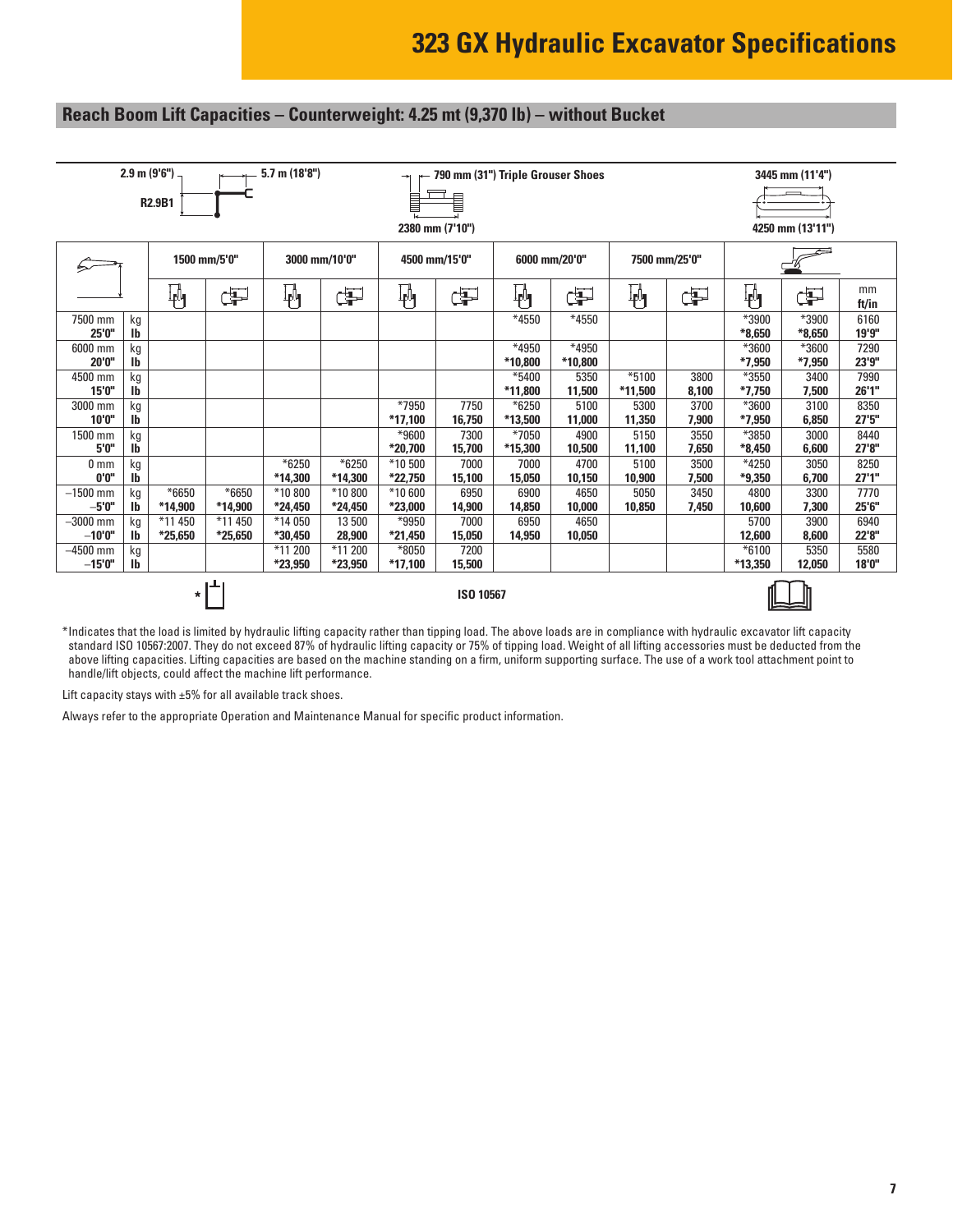# 323 GX Hydraulic Excavator Specifications

## Reach Boom Lift Capacities – Counterweight: 4.25 mt (9,370 lb) – without Bucket

2.9 m (9'6") R2.9B1 — 5.7 m (18'8") — 790 mm (31") Triple Grouser Shoes — 2380 mm (7'10") — 3445 mm (11'4") — 4250 mm (13'11")

| | | 1500 mm/5'0" | | 3000 mm/10'0" | | 4500 mm/15'0" | | 6000 mm/20'0" | | 7500 mm/25'0" | | Max reach | | |
|---|---|---|---|---|---|---|---|---|---|---|---|---|---|---|
| | | Front | Side | Front | Side | Front | Side | Front | Side | Front | Side | Front | Side | mm ft/in |
| 7500 mm 25'0" | kg lb | | | | | | | *4550 | *4550 | | | *3900 *8,650 | *3900 *8,650 | 6160 19'9" |
| 6000 mm 20'0" | kg lb | | | | | | | *4950 *10,800 | *4950 *10,800 | | | *3600 *7,950 | *3600 *7,950 | 7290 23'9" |
| 4500 mm 15'0" | kg lb | | | | | | | *5400 *11,800 | 5350 11,500 | *5100 *11,500 | 3800 8,100 | *3550 *7,750 | 3400 7,500 | 7990 26'1" |
| 3000 mm 10'0" | kg lb | | | | | *7950 *17,100 | 7750 16,750 | *6250 *13,500 | 5100 11,000 | 5300 11,350 | 3700 7,900 | *3600 *7,950 | 3100 6,850 | 8350 27'5" |
| 1500 mm 5'0" | kg lb | | | | | *9600 *20,700 | 7300 15,700 | *7050 *15,300 | 4900 10,500 | 5150 11,100 | 3550 7,650 | *3850 *8,450 | 3000 6,600 | 8440 27'8" |
| 0 mm 0'0" | kg lb | | | *6250 *14,300 | *6250 *14,300 | *10 500 *22,750 | 7000 15,100 | 7000 15,050 | 4700 10,150 | 5100 10,900 | 3500 7,500 | *4250 *9,350 | 3050 6,700 | 8250 27'1" |
| –1500 mm –5'0" | kg lb | *6650 *14,900 | *6650 *14,900 | *10 800 *24,450 | *10 800 *24,450 | *10 600 *23,000 | 6950 14,900 | 6900 14,850 | 4650 10,000 | 5050 10,850 | 3450 7,450 | 4800 10,600 | 3300 7,300 | 7770 25'6" |
| –3000 mm –10'0" | kg lb | *11 450 *25,650 | *11 450 *25,650 | *14 050 *30,450 | 13 500 28,900 | *9950 *21,450 | 7000 15,050 | 6950 14,950 | 4650 10,050 | | | 5700 12,600 | 3900 8,600 | 6940 22'8" |
| –4500 mm –15'0" | kg lb | | | *11 200 *23,950 | *11 200 *23,950 | *8050 *17,100 | 7200 15,500 | | | | | *6100 *13,350 | 5350 12,050 | 5580 18'0" |

ISO 10567

*Indicates that the load is limited by hydraulic lifting capacity rather than tipping load. The above loads are in compliance with hydraulic excavator lift capacity standard ISO 10567:2007. They do not exceed 87% of hydraulic lifting capacity or 75% of tipping load. Weight of all lifting accessories must be deducted from the above lifting capacities. Lifting capacities are based on the machine standing on a firm, uniform supporting surface. The use of a work tool attachment point to handle/lift objects, could affect the machine lift performance.

Lift capacity stays with ±5% for all available track shoes.

Always refer to the appropriate Operation and Maintenance Manual for specific product information.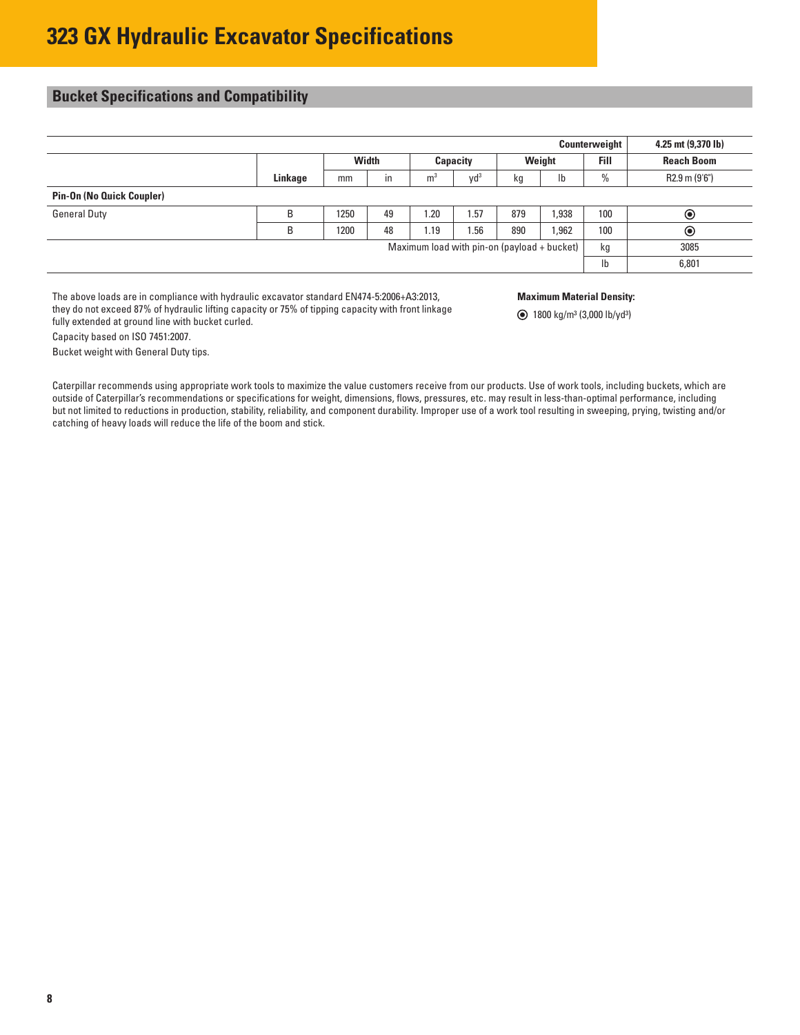# 323 GX Hydraulic Excavator Specifications

## Bucket Specifications and Compatibility

| | | | | | | | | Counterweight | 4.25 mt (9,370 lb) |
|---|---|---|---|---|---|---|---|---|---|
| | | Width | | Capacity | | Weight | | Fill | Reach Boom |
| | Linkage | mm | in | m³ | yd³ | kg | lb | % | R2.9 m (9'6") |
| **Pin-On (No Quick Coupler)** | | | | | | | | | |
| General Duty | B | 1250 | 49 | 1.20 | 1.57 | 879 | 1,938 | 100 | ⦿ |
| | B | 1200 | 48 | 1.19 | 1.56 | 890 | 1,962 | 100 | ⦿ |
| Maximum load with pin-on (payload + bucket) | | | | | | | | kg | 3085 |
| | | | | | | | | lb | 6,801 |

The above loads are in compliance with hydraulic excavator standard EN474-5:2006+A3:2013, they do not exceed 87% of hydraulic lifting capacity or 75% of tipping capacity with front linkage fully extended at ground line with bucket curled.

Capacity based on ISO 7451:2007.

Bucket weight with General Duty tips.

**Maximum Material Density:**

⦿ 1800 kg/m³ (3,000 lb/yd³)

Caterpillar recommends using appropriate work tools to maximize the value customers receive from our products. Use of work tools, including buckets, which are outside of Caterpillar's recommendations or specifications for weight, dimensions, flows, pressures, etc. may result in less-than-optimal performance, including but not limited to reductions in production, stability, reliability, and component durability. Improper use of a work tool resulting in sweeping, prying, twisting and/or catching of heavy loads will reduce the life of the boom and stick.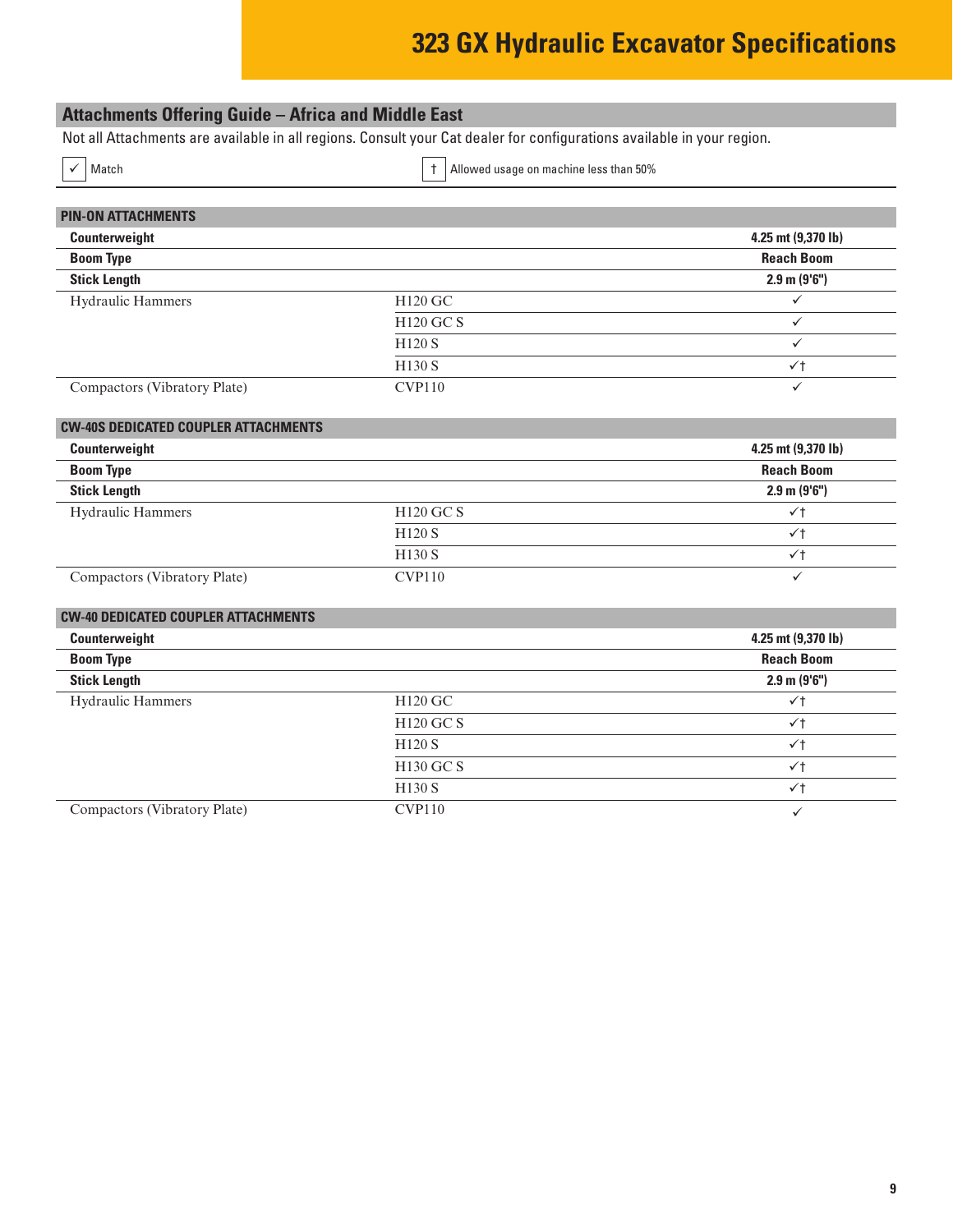# 323 GX Hydraulic Excavator Specifications

## Attachments Offering Guide – Africa and Middle East

Not all Attachments are available in all regions. Consult your Cat dealer for configurations available in your region.

✓ Match

† Allowed usage on machine less than 50%

| PIN-ON ATTACHMENTS | | |
|---|---|---|
| **Counterweight** | | **4.25 mt (9,370 lb)** |
| **Boom Type** | | **Reach Boom** |
| **Stick Length** | | **2.9 m (9'6")** |
| Hydraulic Hammers | H120 GC | ✓ |
| | H120 GC S | ✓ |
| | H120 S | ✓ |
| | H130 S | ✓† |
| Compactors (Vibratory Plate) | CVP110 | ✓ |

| CW-40S DEDICATED COUPLER ATTACHMENTS | | |
|---|---|---|
| **Counterweight** | | **4.25 mt (9,370 lb)** |
| **Boom Type** | | **Reach Boom** |
| **Stick Length** | | **2.9 m (9'6")** |
| Hydraulic Hammers | H120 GC S | ✓† |
| | H120 S | ✓† |
| | H130 S | ✓† |
| Compactors (Vibratory Plate) | CVP110 | ✓ |

| CW-40 DEDICATED COUPLER ATTACHMENTS | | |
|---|---|---|
| **Counterweight** | | **4.25 mt (9,370 lb)** |
| **Boom Type** | | **Reach Boom** |
| **Stick Length** | | **2.9 m (9'6")** |
| Hydraulic Hammers | H120 GC | ✓† |
| | H120 GC S | ✓† |
| | H120 S | ✓† |
| | H130 GC S | ✓† |
| | H130 S | ✓† |
| Compactors (Vibratory Plate) | CVP110 | ✓ |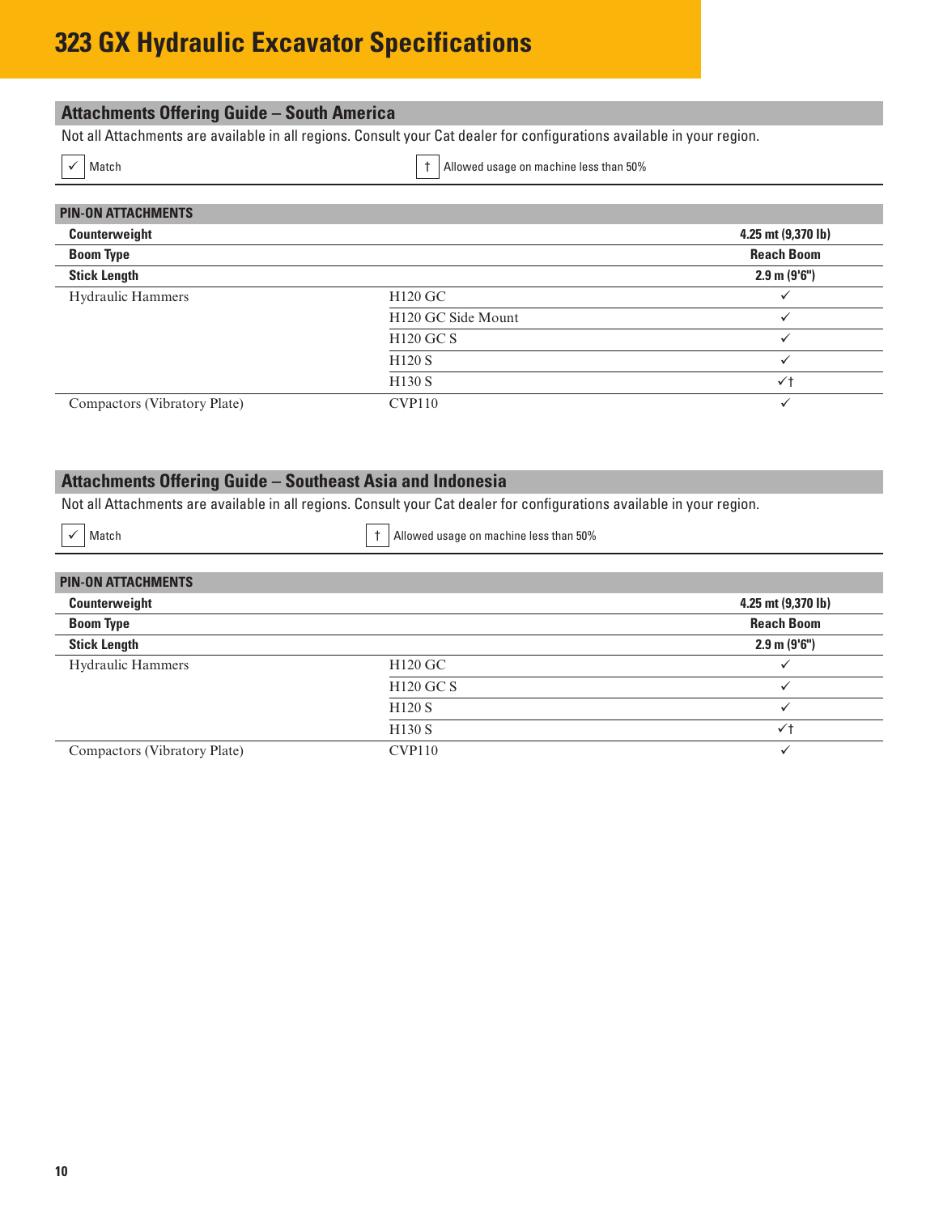# 323 GX Hydraulic Excavator Specifications

## Attachments Offering Guide – South America

Not all Attachments are available in all regions. Consult your Cat dealer for configurations available in your region.

✓ Match　　　† Allowed usage on machine less than 50%

| PIN-ON ATTACHMENTS | | |
|---|---|---|
| **Counterweight** | | **4.25 mt (9,370 lb)** |
| **Boom Type** | | **Reach Boom** |
| **Stick Length** | | **2.9 m (9'6")** |
| Hydraulic Hammers | H120 GC | ✓ |
| | H120 GC Side Mount | ✓ |
| | H120 GC S | ✓ |
| | H120 S | ✓ |
| | H130 S | ✓† |
| Compactors (Vibratory Plate) | CVP110 | ✓ |

## Attachments Offering Guide – Southeast Asia and Indonesia

Not all Attachments are available in all regions. Consult your Cat dealer for configurations available in your region.

✓ Match　　　† Allowed usage on machine less than 50%

| PIN-ON ATTACHMENTS | | |
|---|---|---|
| **Counterweight** | | **4.25 mt (9,370 lb)** |
| **Boom Type** | | **Reach Boom** |
| **Stick Length** | | **2.9 m (9'6")** |
| Hydraulic Hammers | H120 GC | ✓ |
| | H120 GC S | ✓ |
| | H120 S | ✓ |
| | H130 S | ✓† |
| Compactors (Vibratory Plate) | CVP110 | ✓ |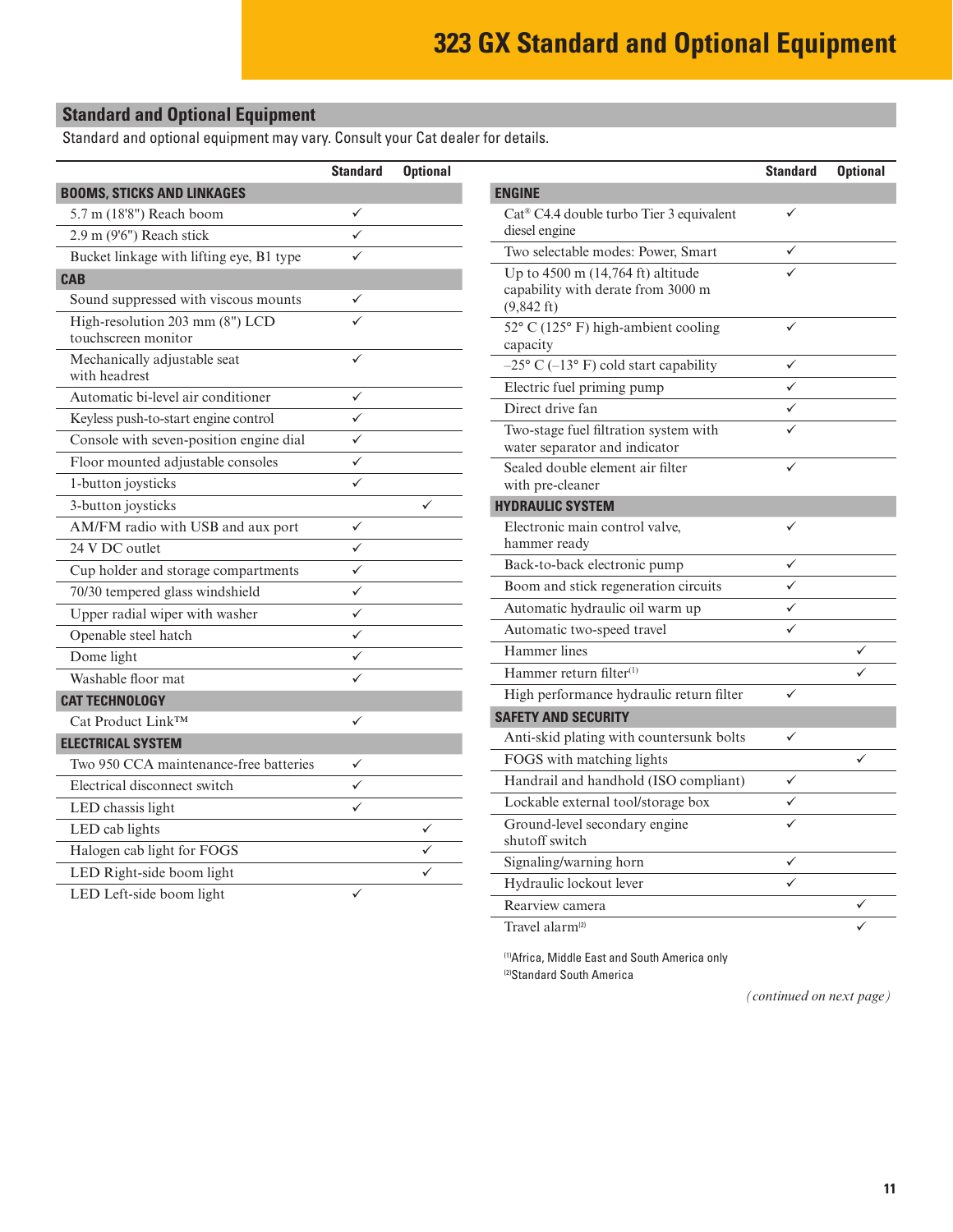# 323 GX Standard and Optional Equipment

## Standard and Optional Equipment

Standard and optional equipment may vary. Consult your Cat dealer for details.

| | Standard | Optional |
|---|---|---|
| **BOOMS, STICKS AND LINKAGES** | | |
| 5.7 m (18'8") Reach boom | ✓ | |
| 2.9 m (9'6") Reach stick | ✓ | |
| Bucket linkage with lifting eye, B1 type | ✓ | |
| **CAB** | | |
| Sound suppressed with viscous mounts | ✓ | |
| High-resolution 203 mm (8") LCD touchscreen monitor | ✓ | |
| Mechanically adjustable seat with headrest | ✓ | |
| Automatic bi-level air conditioner | ✓ | |
| Keyless push-to-start engine control | ✓ | |
| Console with seven-position engine dial | ✓ | |
| Floor mounted adjustable consoles | ✓ | |
| 1-button joysticks | ✓ | |
| 3-button joysticks | | ✓ |
| AM/FM radio with USB and aux port | ✓ | |
| 24 V DC outlet | ✓ | |
| Cup holder and storage compartments | ✓ | |
| 70/30 tempered glass windshield | ✓ | |
| Upper radial wiper with washer | ✓ | |
| Openable steel hatch | ✓ | |
| Dome light | ✓ | |
| Washable floor mat | ✓ | |
| **CAT TECHNOLOGY** | | |
| Cat Product Link™ | ✓ | |
| **ELECTRICAL SYSTEM** | | |
| Two 950 CCA maintenance-free batteries | ✓ | |
| Electrical disconnect switch | ✓ | |
| LED chassis light | ✓ | |
| LED cab lights | | ✓ |
| Halogen cab light for FOGS | | ✓ |
| LED Right-side boom light | | ✓ |
| LED Left-side boom light | ✓ | |

| | Standard | Optional |
|---|---|---|
| **ENGINE** | | |
| Cat® C4.4 double turbo Tier 3 equivalent diesel engine | ✓ | |
| Two selectable modes: Power, Smart | ✓ | |
| Up to 4500 m (14,764 ft) altitude capability with derate from 3000 m (9,842 ft) | ✓ | |
| 52° C (125° F) high-ambient cooling capacity | ✓ | |
| –25° C (–13° F) cold start capability | ✓ | |
| Electric fuel priming pump | ✓ | |
| Direct drive fan | ✓ | |
| Two-stage fuel filtration system with water separator and indicator | ✓ | |
| Sealed double element air filter with pre-cleaner | ✓ | |
| **HYDRAULIC SYSTEM** | | |
| Electronic main control valve, hammer ready | ✓ | |
| Back-to-back electronic pump | ✓ | |
| Boom and stick regeneration circuits | ✓ | |
| Automatic hydraulic oil warm up | ✓ | |
| Automatic two-speed travel | ✓ | |
| Hammer lines | | ✓ |
| Hammer return filter[1] | | ✓ |
| High performance hydraulic return filter | ✓ | |
| **SAFETY AND SECURITY** | | |
| Anti-skid plating with countersunk bolts | ✓ | |
| FOGS with matching lights | | ✓ |
| Handrail and handhold (ISO compliant) | ✓ | |
| Lockable external tool/storage box | ✓ | |
| Ground-level secondary engine shutoff switch | ✓ | |
| Signaling/warning horn | ✓ | |
| Hydraulic lockout lever | ✓ | |
| Rearview camera | | ✓ |
| Travel alarm[2] | | ✓ |

[1]Africa, Middle East and South America only
[2]Standard South America

*(continued on next page)*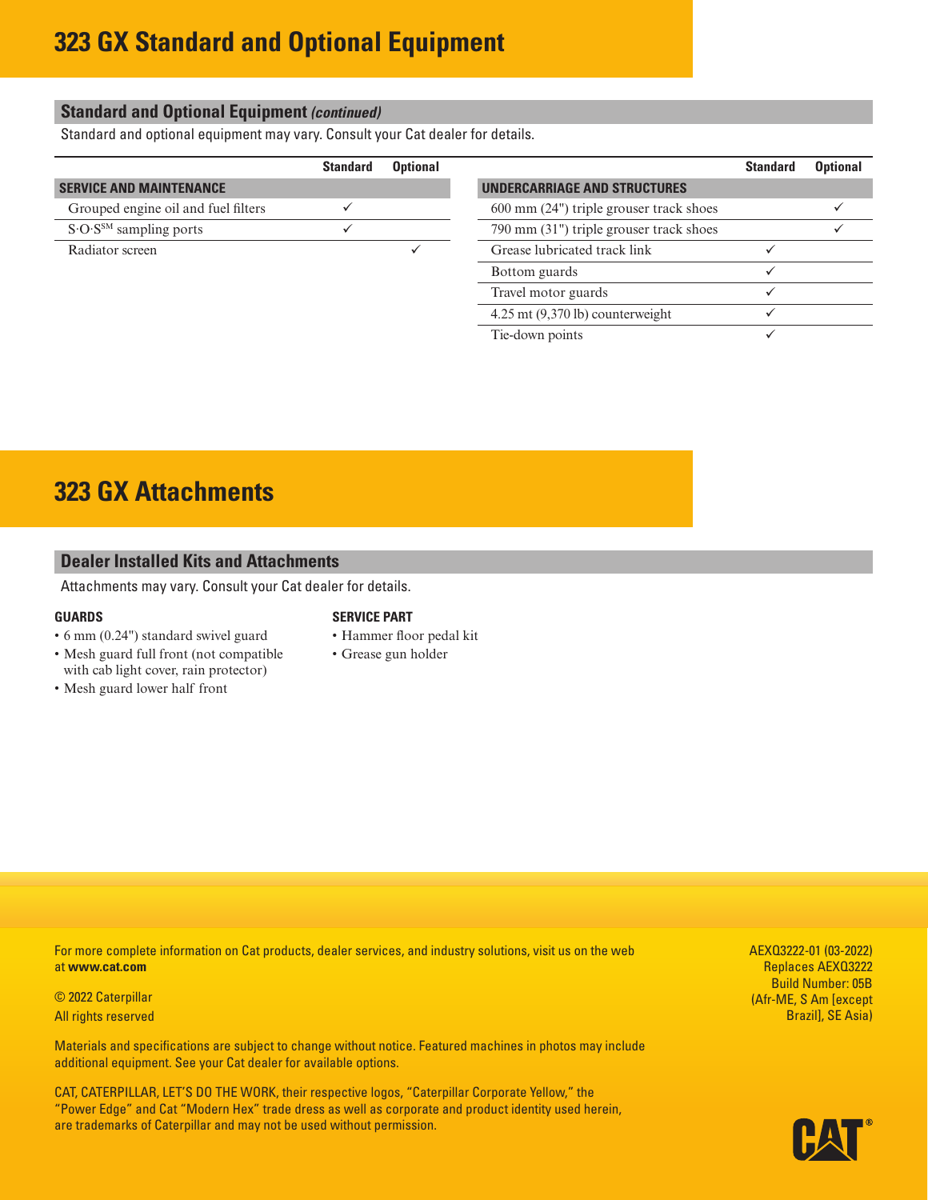# 323 GX Standard and Optional Equipment

## Standard and Optional Equipment *(continued)*

Standard and optional equipment may vary. Consult your Cat dealer for details.

| | Standard | Optional |
|---|---|---|
| **SERVICE AND MAINTENANCE** | | |
| Grouped engine oil and fuel filters | ✓ | |
| S·O·S℠ sampling ports | ✓ | |
| Radiator screen | | ✓ |

| | Standard | Optional |
|---|---|---|
| **UNDERCARRIAGE AND STRUCTURES** | | |
| 600 mm (24") triple grouser track shoes | | ✓ |
| 790 mm (31") triple grouser track shoes | | ✓ |
| Grease lubricated track link | ✓ | |
| Bottom guards | ✓ | |
| Travel motor guards | ✓ | |
| 4.25 mt (9,370 lb) counterweight | ✓ | |
| Tie-down points | ✓ | |

# 323 GX Attachments

## Dealer Installed Kits and Attachments

Attachments may vary. Consult your Cat dealer for details.

**GUARDS**

- 6 mm (0.24") standard swivel guard
- Mesh guard full front (not compatible with cab light cover, rain protector)
- Mesh guard lower half front

**SERVICE PART**

- Hammer floor pedal kit
- Grease gun holder

For more complete information on Cat products, dealer services, and industry solutions, visit us on the web at **www.cat.com**

© 2022 Caterpillar
All rights reserved

Materials and specifications are subject to change without notice. Featured machines in photos may include additional equipment. See your Cat dealer for available options.

CAT, CATERPILLAR, LET'S DO THE WORK, their respective logos, "Caterpillar Corporate Yellow," the "Power Edge" and Cat "Modern Hex" trade dress as well as corporate and product identity used herein, are trademarks of Caterpillar and may not be used without permission.

AEXQ3222-01 (03-2022)
Replaces AEXQ3222
Build Number: 05B
(Afr-ME, S Am [except Brazil], SE Asia)